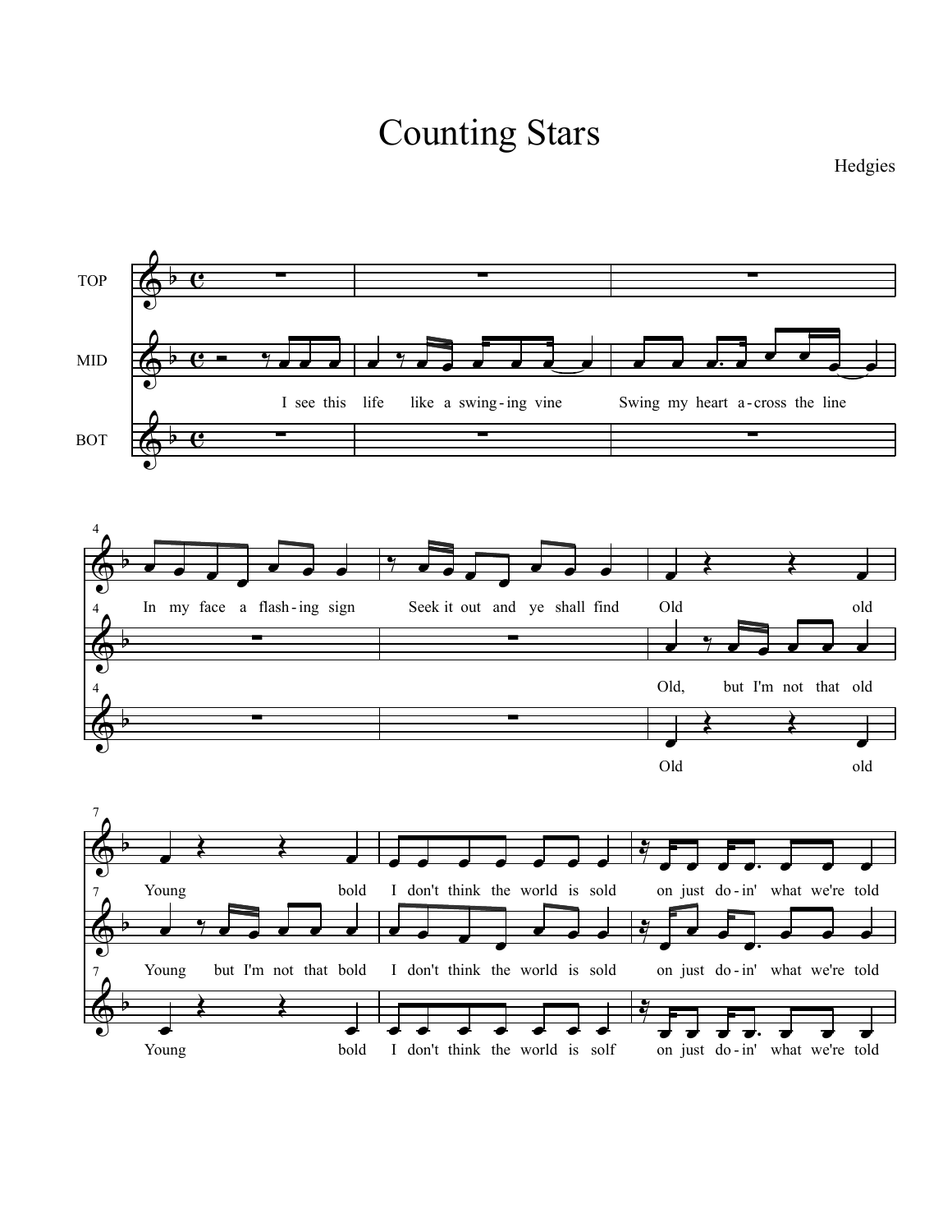# Counting Stars

Hedgies

TOP

MID

BOT

I see this life like a swing-ing vine Swing my heart a-cross the line

In my face a flash-ing sign Seek it out and ye shall find Old old

Old, but I'm not that old

Old old

Young bold I don't think the world is sold on just do-in' what we're told

Young but I'm not that bold I don't think the world is sold on just do-in' what we're told

Young bold I don't think the world is solf on just do-in' what we're told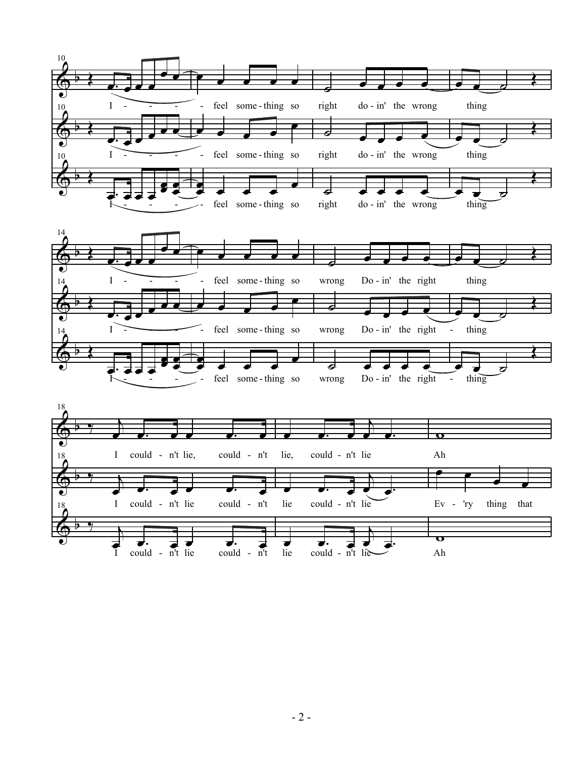10

I - - - - - feel some - thing so right do - in' the wrong thing

I - - - - - feel some - thing so right do - in' the wrong thing

I - - - - - feel some - thing so right do - in' the wrong thing

14

I - - - - - feel some - thing so wrong Do - in' the right thing

I - - - - - feel some - thing so wrong Do - in' the right - thing

I - - - - - feel some - thing so wrong Do - in' the right - thing

18

I could - n't lie, could - n't lie, could - n't lie Ah

I could - n't lie could - n't lie could - n't lie Ev - 'ry thing that

I could - n't lie could - n't lie could - n't lie Ah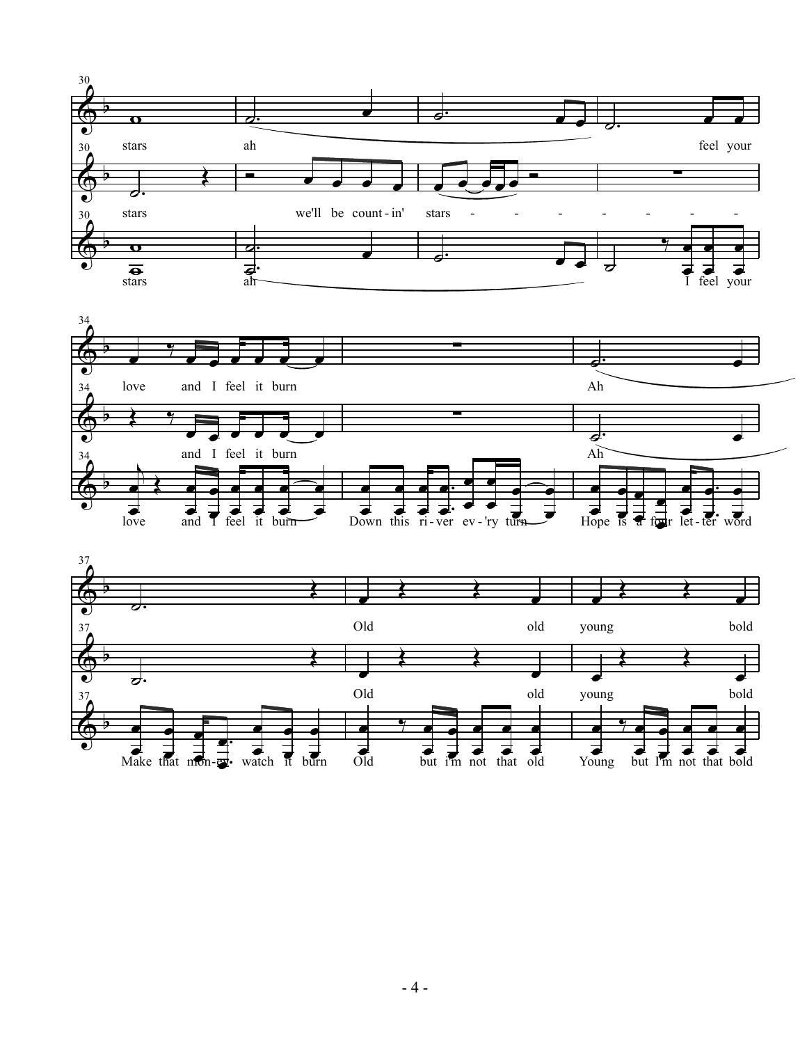30

stars ah feel your

stars we'll be count-in' stars - - - - - - -

stars ah I feel your

34

love and I feel it burn Ah

and I feel it burn Ah

love and I feel it burn Down this ri-ver ev-'ry turn Hope is a four let-ter word

37

Old old young bold

Old old young bold

Make that mon-ey watch it burn Old but i'm not that old Young but I'm not that bold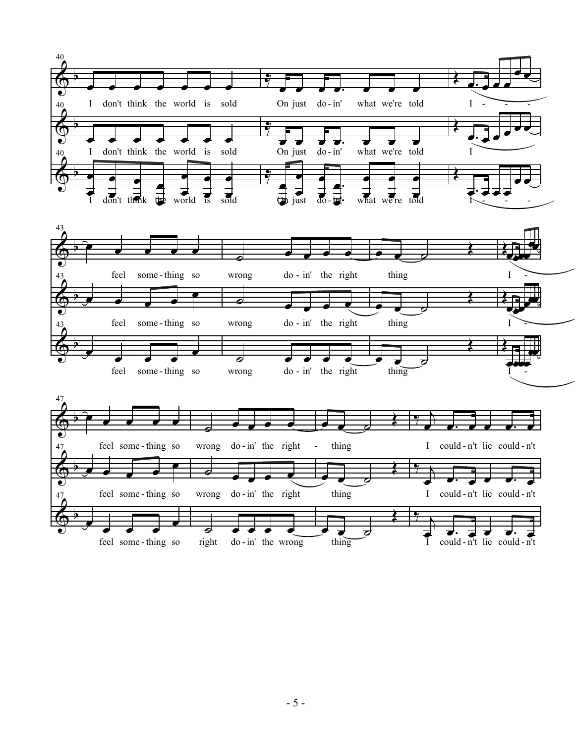40

I don't think the world is sold On just do-in' what we're told I - - - -

I don't think the world is sold On just do-in' what we're told I

I don't think the world is sold On just do-in' what we're told I - - -

43

feel some-thing so wrong do-in' the right thing I -

feel some-thing so wrong do-in' the right thing I -

feel some-thing so wrong do-in' the right thing I -

47

feel some-thing so wrong do-in' the right - thing I could-n't lie could-n't

feel some-thing so wrong do-in' the right thing I could-n't lie could-n't

feel some-thing so right do-in' the wrong thing I could-n't lie could-n't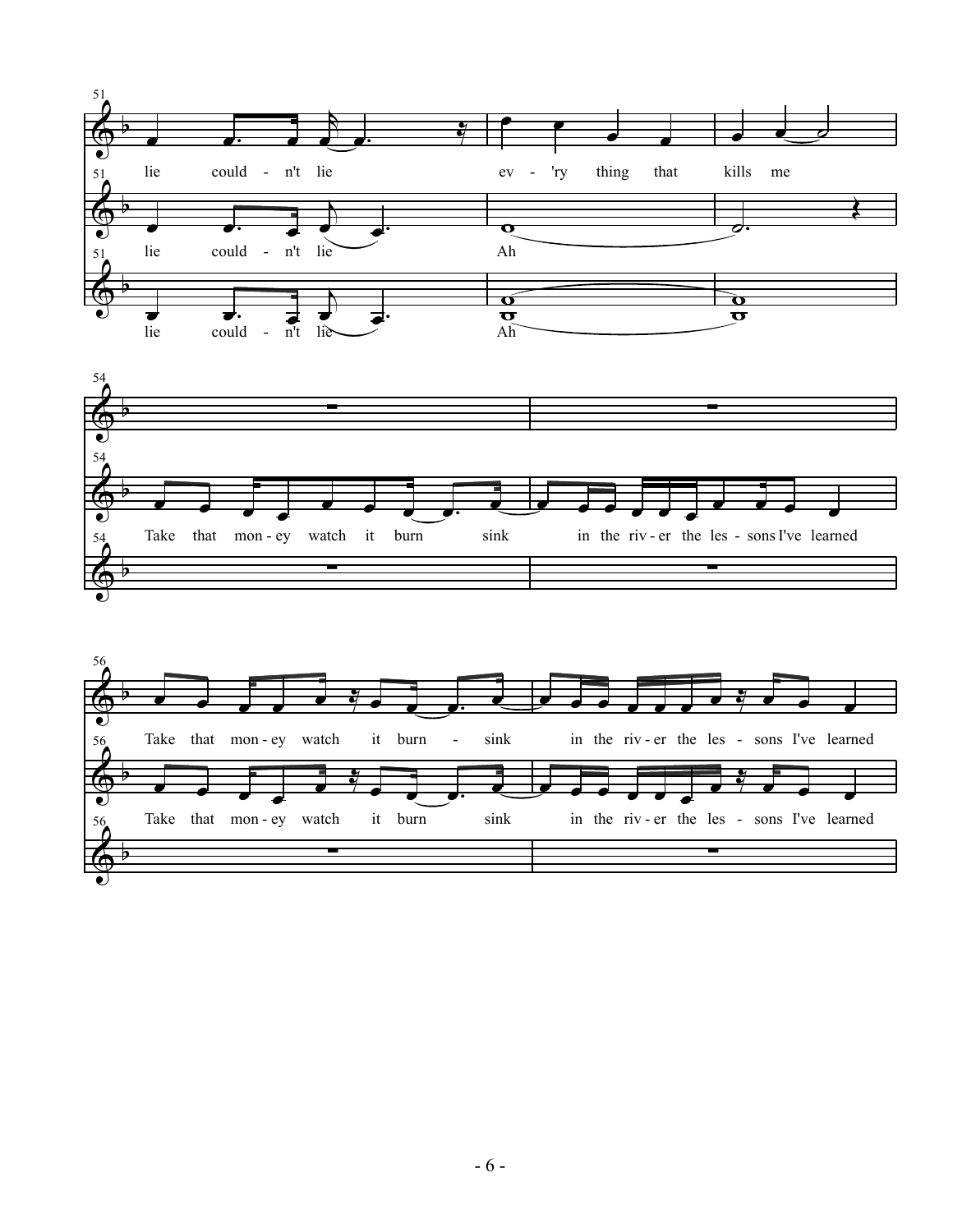51

lie could - n't lie ev - 'ry thing that kills me

lie could - n't lie Ah

lie could - n't lie Ah

54

Take that mon - ey watch it burn sink in the riv - er the les - sons I've learned

56

Take that mon - ey watch it burn - sink in the riv - er the les - sons I've learned

Take that mon - ey watch it burn sink in the riv - er the les - sons I've learned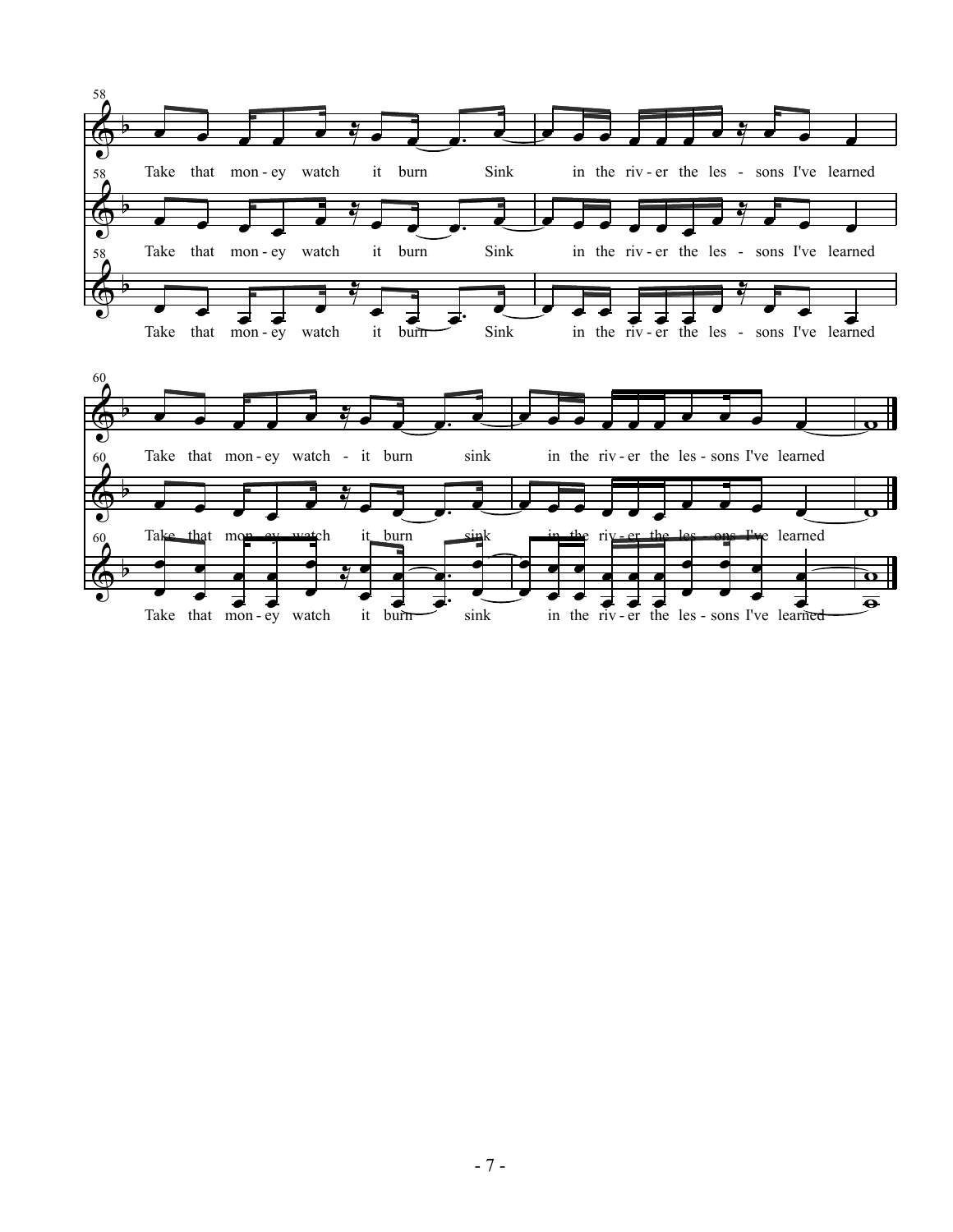58

Take that mon - ey watch it burn Sink in the riv - er the les - sons I've learned

58

Take that mon - ey watch it burn Sink in the riv - er the les - sons I've learned

58

Take that mon - ey watch it burn Sink in the riv - er the les - sons I've learned

60

Take that mon - ey watch - it burn sink in the riv - er the les - sons I've learned

60

Take that mon - ey watch it burn sink in the riv - er the les - sons I've learned

60

Take that mon - ey watch it burn sink in the riv - er the les - sons I've learned